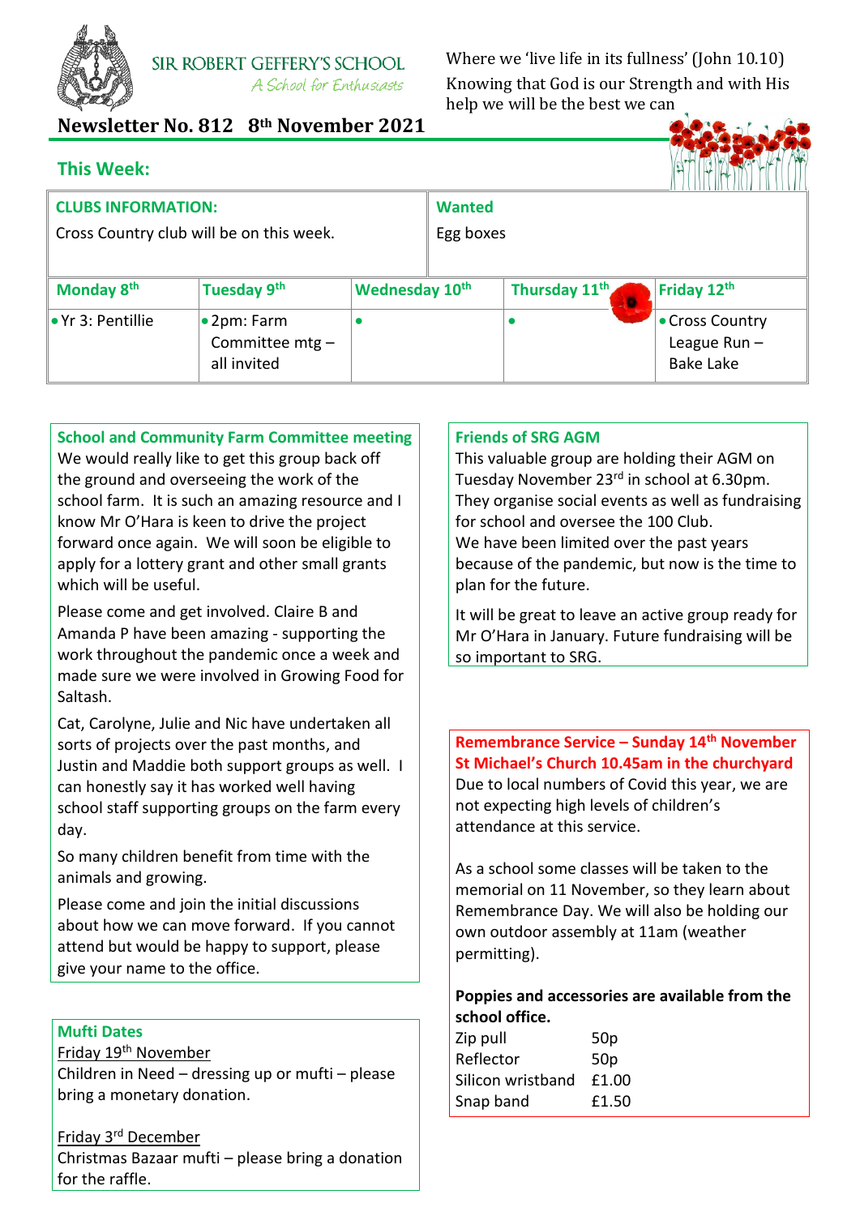SIR ROBERT GEFFERY'S SCHOOL
*A School for Enthusiasts*

Where we 'live life in its fullness' (John 10.10)
Knowing that God is our Strength and with His help we will be the best we can

# Newsletter No. 812 8th November 2021

## This Week:

| CLUBS INFORMATION: | | | Wanted | |
|---|---|---|---|---|
| Cross Country club will be on this week. | | | Egg boxes | |
| **Monday 8th** | **Tuesday 9th** | **Wednesday 10th** | **Thursday 11th** | **Friday 12th** |
| • Yr 3: Pentillie | • 2pm: Farm Committee mtg – all invited | • | • | • Cross Country League Run – Bake Lake |

### School and Community Farm Committee meeting

We would really like to get this group back off the ground and overseeing the work of the school farm. It is such an amazing resource and I know Mr O'Hara is keen to drive the project forward once again. We will soon be eligible to apply for a lottery grant and other small grants which will be useful.

Please come and get involved. Claire B and Amanda P have been amazing - supporting the work throughout the pandemic once a week and made sure we were involved in Growing Food for Saltash.

Cat, Carolyne, Julie and Nic have undertaken all sorts of projects over the past months, and Justin and Maddie both support groups as well. I can honestly say it has worked well having school staff supporting groups on the farm every day.

So many children benefit from time with the animals and growing.

Please come and join the initial discussions about how we can move forward. If you cannot attend but would be happy to support, please give your name to the office.

### Mufti Dates

Friday 19th November
Children in Need – dressing up or mufti – please bring a monetary donation.

Friday 3rd December
Christmas Bazaar mufti – please bring a donation for the raffle.

### Friends of SRG AGM

This valuable group are holding their AGM on Tuesday November 23rd in school at 6.30pm. They organise social events as well as fundraising for school and oversee the 100 Club.
We have been limited over the past years because of the pandemic, but now is the time to plan for the future.

It will be great to leave an active group ready for Mr O'Hara in January. Future fundraising will be so important to SRG.

### Remembrance Service – Sunday 14th November St Michael's Church 10.45am in the churchyard

Due to local numbers of Covid this year, we are not expecting high levels of children's attendance at this service.

As a school some classes will be taken to the memorial on 11 November, so they learn about Remembrance Day. We will also be holding our own outdoor assembly at 11am (weather permitting).

**Poppies and accessories are available from the school office.**

| | |
|---|---|
| Zip pull | 50p |
| Reflector | 50p |
| Silicon wristband | £1.00 |
| Snap band | £1.50 |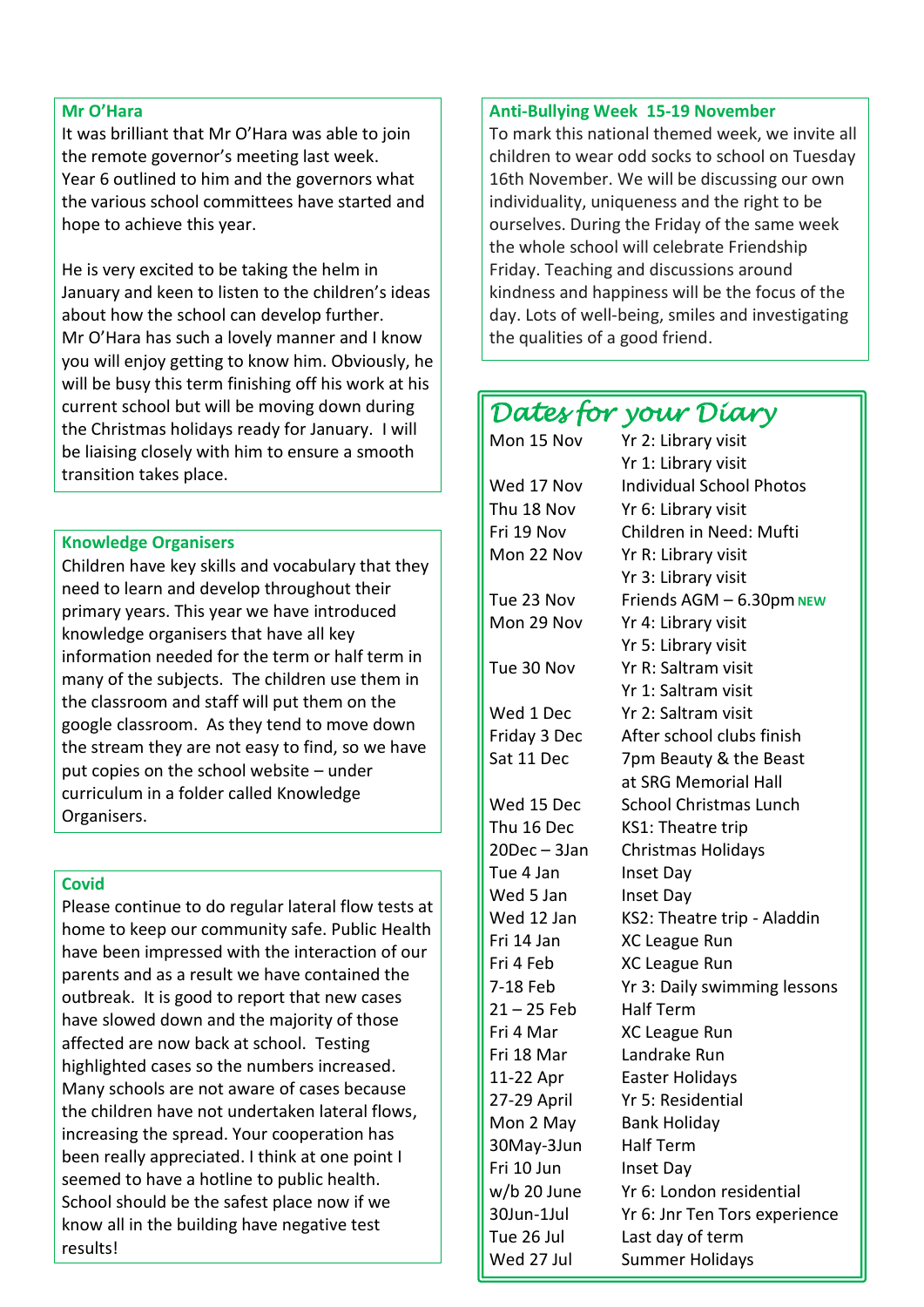## Mr O'Hara

It was brilliant that Mr O'Hara was able to join the remote governor's meeting last week. Year 6 outlined to him and the governors what the various school committees have started and hope to achieve this year.

He is very excited to be taking the helm in January and keen to listen to the children's ideas about how the school can develop further. Mr O'Hara has such a lovely manner and I know you will enjoy getting to know him. Obviously, he will be busy this term finishing off his work at his current school but will be moving down during the Christmas holidays ready for January. I will be liaising closely with him to ensure a smooth transition takes place.

## Knowledge Organisers

Children have key skills and vocabulary that they need to learn and develop throughout their primary years. This year we have introduced knowledge organisers that have all key information needed for the term or half term in many of the subjects. The children use them in the classroom and staff will put them on the google classroom. As they tend to move down the stream they are not easy to find, so we have put copies on the school website – under curriculum in a folder called Knowledge Organisers.

## Covid

Please continue to do regular lateral flow tests at home to keep our community safe. Public Health have been impressed with the interaction of our parents and as a result we have contained the outbreak. It is good to report that new cases have slowed down and the majority of those affected are now back at school. Testing highlighted cases so the numbers increased. Many schools are not aware of cases because the children have not undertaken lateral flows, increasing the spread. Your cooperation has been really appreciated. I think at one point I seemed to have a hotline to public health. School should be the safest place now if we know all in the building have negative test results!

## Anti-Bullying Week 15-19 November

To mark this national themed week, we invite all children to wear odd socks to school on Tuesday 16th November. We will be discussing our own individuality, uniqueness and the right to be ourselves. During the Friday of the same week the whole school will celebrate Friendship Friday. Teaching and discussions around kindness and happiness will be the focus of the day. Lots of well-being, smiles and investigating the qualities of a good friend.

## *Dates for your Diary*

| | |
|---|---|
| Mon 15 Nov | Yr 2: Library visit<br>Yr 1: Library visit |
| Wed 17 Nov | Individual School Photos |
| Thu 18 Nov | Yr 6: Library visit |
| Fri 19 Nov | Children in Need: Mufti |
| Mon 22 Nov | Yr R: Library visit<br>Yr 3: Library visit |
| Tue 23 Nov | Friends AGM – 6.30pm **NEW** |
| Mon 29 Nov | Yr 4: Library visit<br>Yr 5: Library visit |
| Tue 30 Nov | Yr R: Saltram visit<br>Yr 1: Saltram visit |
| Wed 1 Dec | Yr 2: Saltram visit |
| Friday 3 Dec | After school clubs finish |
| Sat 11 Dec | 7pm Beauty & the Beast at SRG Memorial Hall |
| Wed 15 Dec | School Christmas Lunch |
| Thu 16 Dec | KS1: Theatre trip |
| 20Dec – 3Jan | Christmas Holidays |
| Tue 4 Jan | Inset Day |
| Wed 5 Jan | Inset Day |
| Wed 12 Jan | KS2: Theatre trip - Aladdin |
| Fri 14 Jan | XC League Run |
| Fri 4 Feb | XC League Run |
| 7-18 Feb | Yr 3: Daily swimming lessons |
| 21 – 25 Feb | Half Term |
| Fri 4 Mar | XC League Run |
| Fri 18 Mar | Landrake Run |
| 11-22 Apr | Easter Holidays |
| 27-29 April | Yr 5: Residential |
| Mon 2 May | Bank Holiday |
| 30May-3Jun | Half Term |
| Fri 10 Jun | Inset Day |
| w/b 20 June | Yr 6: London residential |
| 30Jun-1Jul | Yr 6: Jnr Ten Tors experience |
| Tue 26 Jul | Last day of term |
| Wed 27 Jul | Summer Holidays |